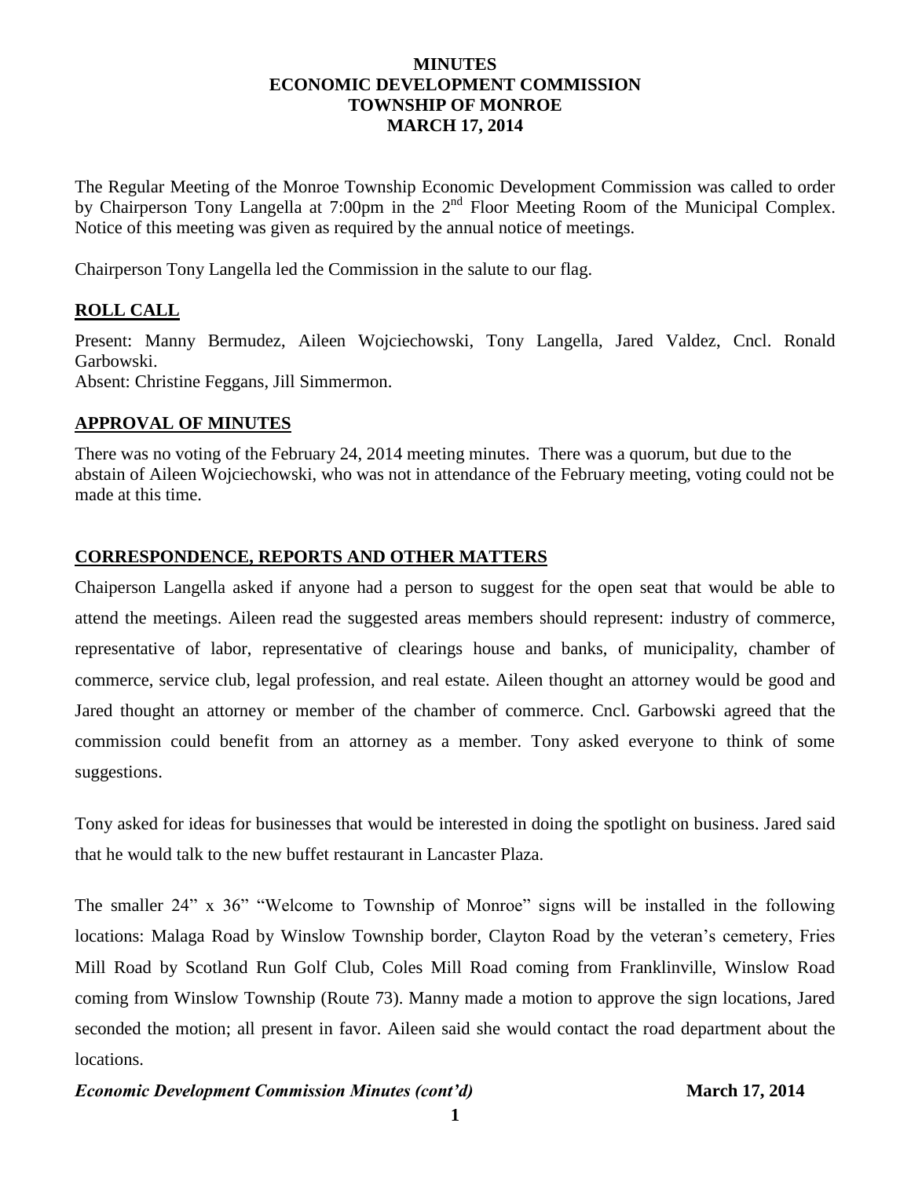# MINUTES
# ECONOMIC DEVELOPMENT COMMISSION
# TOWNSHIP OF MONROE
# MARCH 17, 2014

The Regular Meeting of the Monroe Township Economic Development Commission was called to order by Chairperson Tony Langella at 7:00pm in the 2nd Floor Meeting Room of the Municipal Complex. Notice of this meeting was given as required by the annual notice of meetings.

Chairperson Tony Langella led the Commission in the salute to our flag.

## ROLL CALL

Present: Manny Bermudez, Aileen Wojciechowski, Tony Langella, Jared Valdez, Cncl. Ronald Garbowski.
Absent: Christine Feggans, Jill Simmermon.

## APPROVAL OF MINUTES

There was no voting of the February 24, 2014 meeting minutes. There was a quorum, but due to the abstain of Aileen Wojciechowski, who was not in attendance of the February meeting, voting could not be made at this time.

## CORRESPONDENCE, REPORTS AND OTHER MATTERS

Chaiperson Langella asked if anyone had a person to suggest for the open seat that would be able to attend the meetings. Aileen read the suggested areas members should represent: industry of commerce, representative of labor, representative of clearings house and banks, of municipality, chamber of commerce, service club, legal profession, and real estate. Aileen thought an attorney would be good and Jared thought an attorney or member of the chamber of commerce. Cncl. Garbowski agreed that the commission could benefit from an attorney as a member. Tony asked everyone to think of some suggestions.

Tony asked for ideas for businesses that would be interested in doing the spotlight on business. Jared said that he would talk to the new buffet restaurant in Lancaster Plaza.

The smaller 24" x 36" "Welcome to Township of Monroe" signs will be installed in the following locations: Malaga Road by Winslow Township border, Clayton Road by the veteran's cemetery, Fries Mill Road by Scotland Run Golf Club, Coles Mill Road coming from Franklinville, Winslow Road coming from Winslow Township (Route 73). Manny made a motion to approve the sign locations, Jared seconded the motion; all present in favor. Aileen said she would contact the road department about the locations.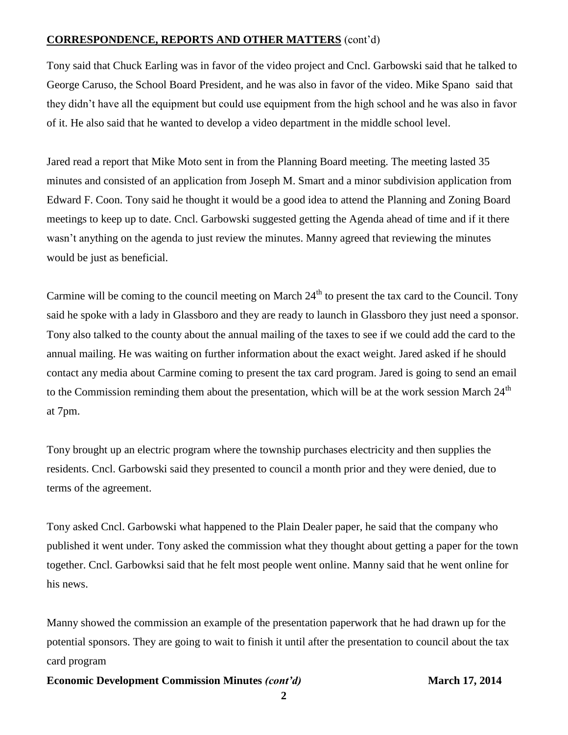**CORRESPONDENCE, REPORTS AND OTHER MATTERS** (cont'd)

Tony said that Chuck Earling was in favor of the video project and Cncl. Garbowski said that he talked to George Caruso, the School Board President, and he was also in favor of the video. Mike Spano said that they didn't have all the equipment but could use equipment from the high school and he was also in favor of it. He also said that he wanted to develop a video department in the middle school level.

Jared read a report that Mike Moto sent in from the Planning Board meeting. The meeting lasted 35 minutes and consisted of an application from Joseph M. Smart and a minor subdivision application from Edward F. Coon. Tony said he thought it would be a good idea to attend the Planning and Zoning Board meetings to keep up to date. Cncl. Garbowski suggested getting the Agenda ahead of time and if it there wasn't anything on the agenda to just review the minutes. Manny agreed that reviewing the minutes would be just as beneficial.

Carmine will be coming to the council meeting on March 24th to present the tax card to the Council. Tony said he spoke with a lady in Glassboro and they are ready to launch in Glassboro they just need a sponsor. Tony also talked to the county about the annual mailing of the taxes to see if we could add the card to the annual mailing. He was waiting on further information about the exact weight. Jared asked if he should contact any media about Carmine coming to present the tax card program. Jared is going to send an email to the Commission reminding them about the presentation, which will be at the work session March 24th at 7pm.

Tony brought up an electric program where the township purchases electricity and then supplies the residents. Cncl. Garbowski said they presented to council a month prior and they were denied, due to terms of the agreement.

Tony asked Cncl. Garbowski what happened to the Plain Dealer paper, he said that the company who published it went under. Tony asked the commission what they thought about getting a paper for the town together. Cncl. Garbowksi said that he felt most people went online. Manny said that he went online for his news.

Manny showed the commission an example of the presentation paperwork that he had drawn up for the potential sponsors. They are going to wait to finish it until after the presentation to council about the tax card program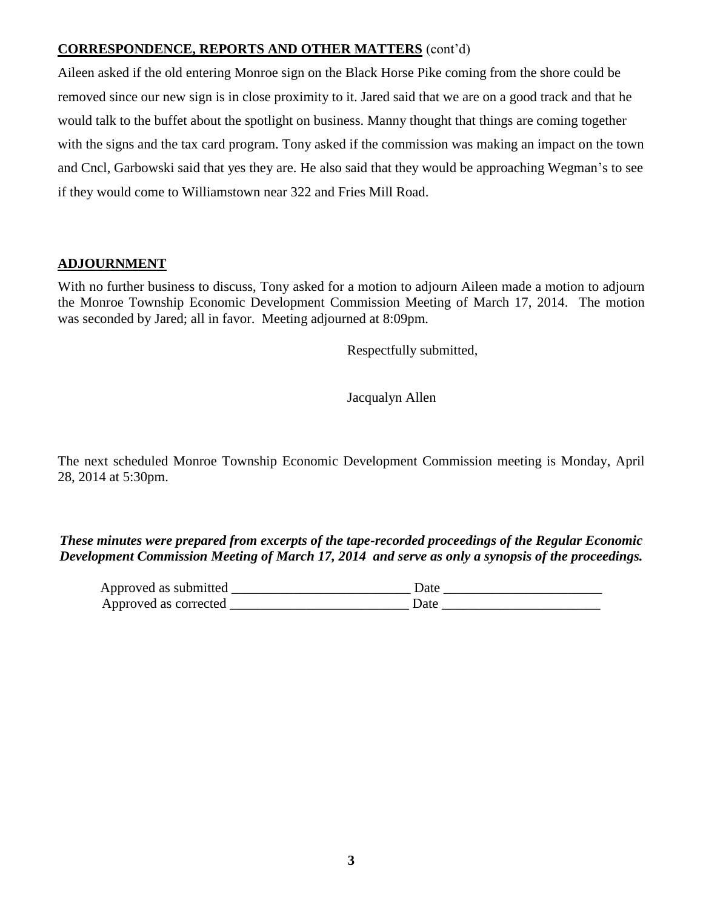**CORRESPONDENCE, REPORTS AND OTHER MATTERS** (cont'd)

Aileen asked if the old entering Monroe sign on the Black Horse Pike coming from the shore could be removed since our new sign is in close proximity to it. Jared said that we are on a good track and that he would talk to the buffet about the spotlight on business. Manny thought that things are coming together with the signs and the tax card program. Tony asked if the commission was making an impact on the town and Cncl, Garbowski said that yes they are. He also said that they would be approaching Wegman's to see if they would come to Williamstown near 322 and Fries Mill Road.

**ADJOURNMENT**

With no further business to discuss, Tony asked for a motion to adjourn Aileen made a motion to adjourn the Monroe Township Economic Development Commission Meeting of March 17, 2014. The motion was seconded by Jared; all in favor. Meeting adjourned at 8:09pm.

Respectfully submitted,

Jacqualyn Allen

The next scheduled Monroe Township Economic Development Commission meeting is Monday, April 28, 2014 at 5:30pm.

***These minutes were prepared from excerpts of the tape-recorded proceedings of the Regular Economic Development Commission Meeting of March 17, 2014 and serve as only a synopsis of the proceedings.***

Approved as submitted __________________________ Date _______________________
Approved as corrected __________________________ Date _______________________